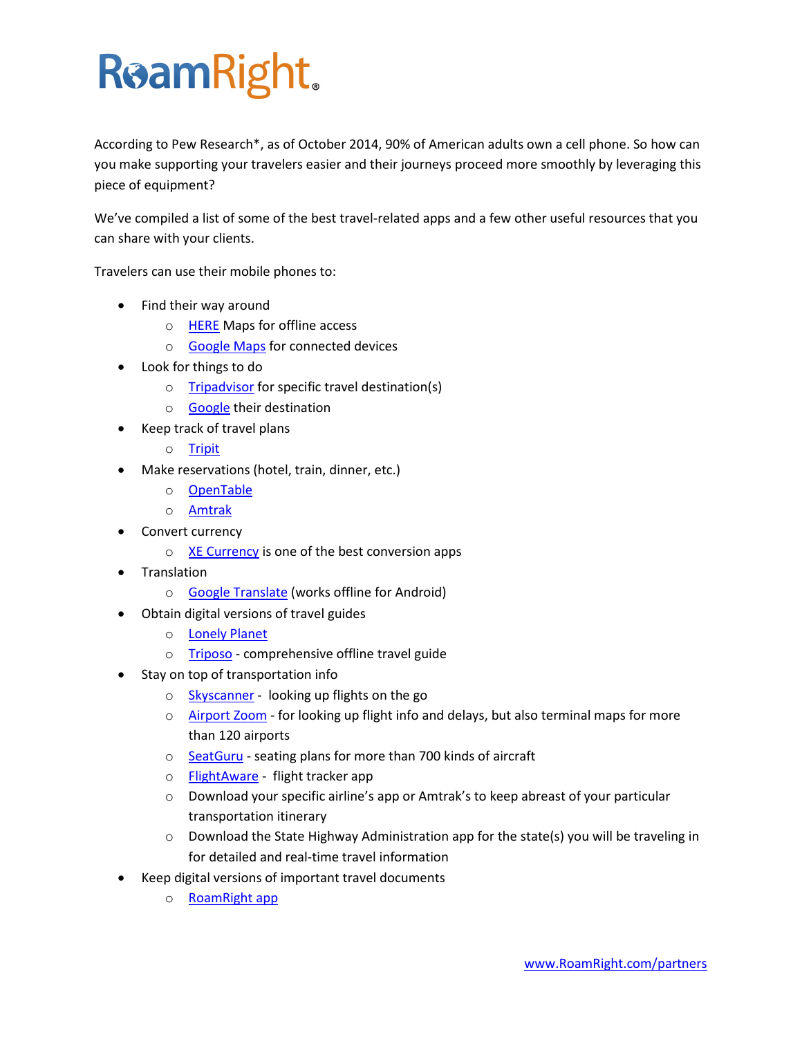# RoamRight®

According to Pew Research*, as of October 2014, 90% of American adults own a cell phone. So how can you make supporting your travelers easier and their journeys proceed more smoothly by leveraging this piece of equipment?

We've compiled a list of some of the best travel-related apps and a few other useful resources that you can share with your clients.

Travelers can use their mobile phones to:

- Find their way around
  - HERE Maps for offline access
  - Google Maps for connected devices
- Look for things to do
  - Tripadvisor for specific travel destination(s)
  - Google their destination
- Keep track of travel plans
  - Tripit
- Make reservations (hotel, train, dinner, etc.)
  - OpenTable
  - Amtrak
- Convert currency
  - XE Currency is one of the best conversion apps
- Translation
  - Google Translate (works offline for Android)
- Obtain digital versions of travel guides
  - Lonely Planet
  - Triposo - comprehensive offline travel guide
- Stay on top of transportation info
  - Skyscanner - looking up flights on the go
  - Airport Zoom - for looking up flight info and delays, but also terminal maps for more than 120 airports
  - SeatGuru - seating plans for more than 700 kinds of aircraft
  - FlightAware - flight tracker app
  - Download your specific airline's app or Amtrak's to keep abreast of your particular transportation itinerary
  - Download the State Highway Administration app for the state(s) you will be traveling in for detailed and real-time travel information
- Keep digital versions of important travel documents
  - RoamRight app

www.RoamRight.com/partners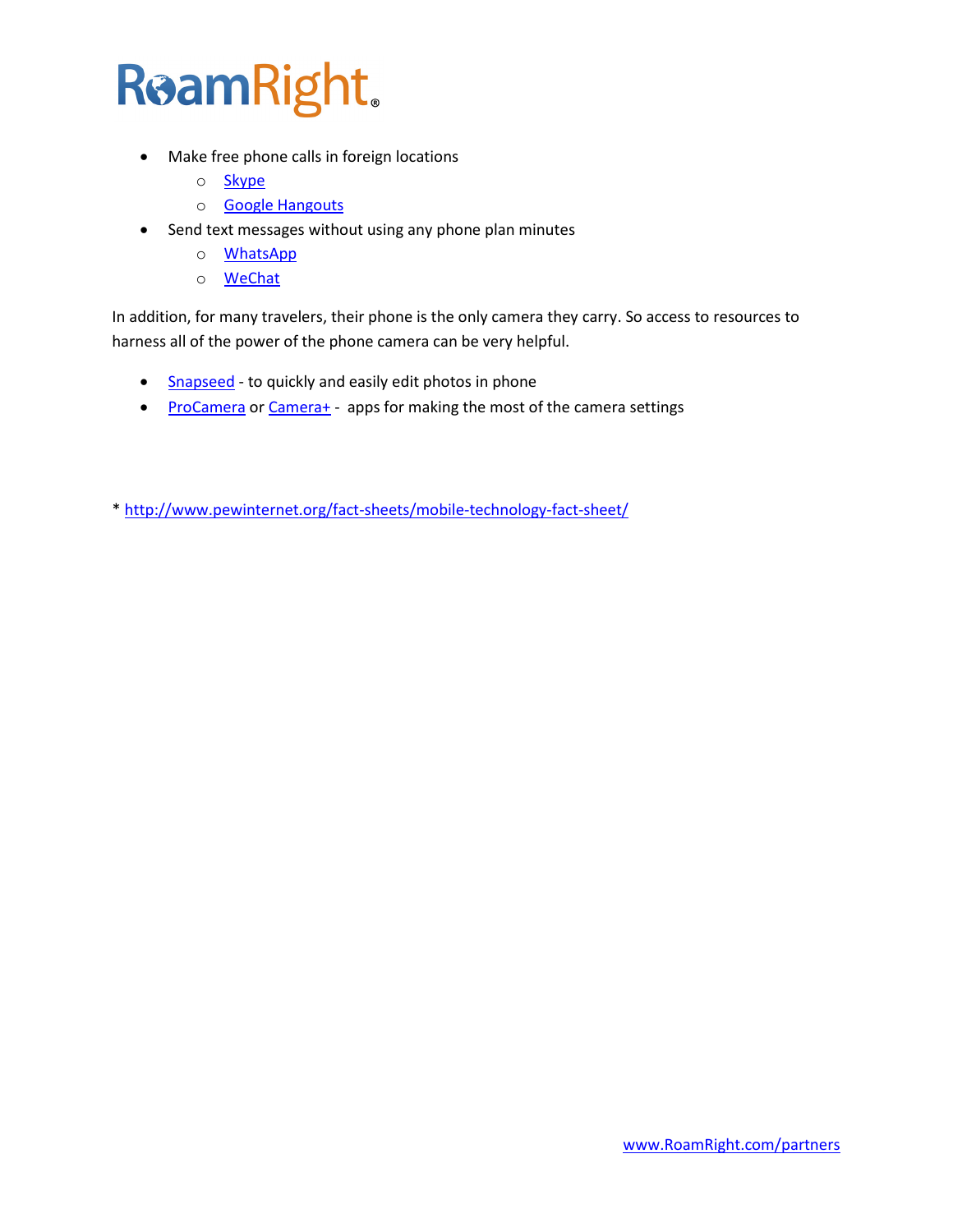- Make free phone calls in foreign locations
  - Skype
  - Google Hangouts
- Send text messages without using any phone plan minutes
  - WhatsApp
  - WeChat

In addition, for many travelers, their phone is the only camera they carry. So access to resources to harness all of the power of the phone camera can be very helpful.

- Snapseed - to quickly and easily edit photos in phone
- ProCamera or Camera+ - apps for making the most of the camera settings

* http://www.pewinternet.org/fact-sheets/mobile-technology-fact-sheet/

www.RoamRight.com/partners